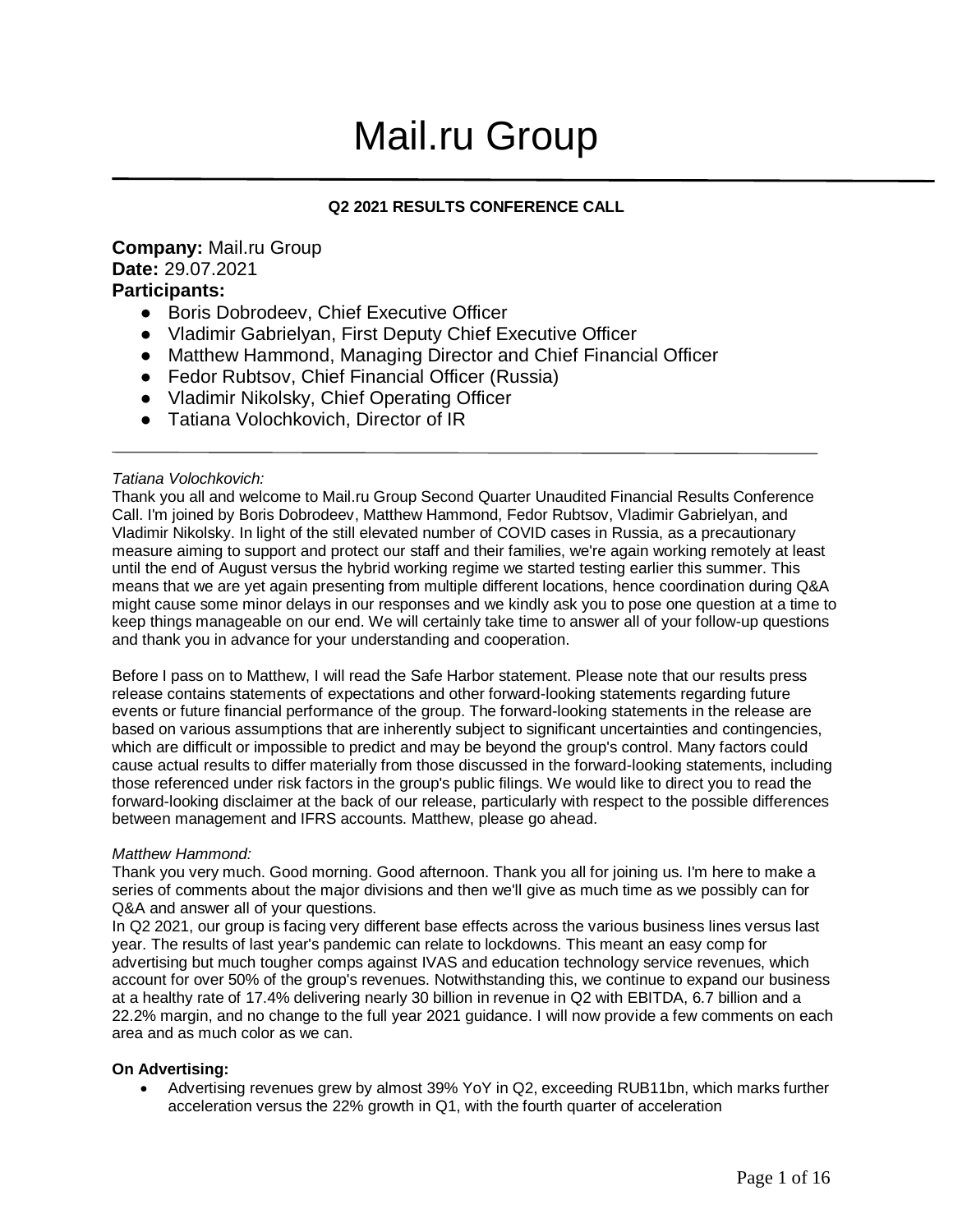# Mail.ru Group

**Q2 2021 RESULTS CONFERENCE CALL**

**Company:** Mail.ru Group
**Date:** 29.07.2021
**Participants:**

- Boris Dobrodeev, Chief Executive Officer
- Vladimir Gabrielyan, First Deputy Chief Executive Officer
- Matthew Hammond, Managing Director and Chief Financial Officer
- Fedor Rubtsov, Chief Financial Officer (Russia)
- Vladimir Nikolsky, Chief Operating Officer
- Tatiana Volochkovich, Director of IR

---

*Tatiana Volochkovich:*
Thank you all and welcome to Mail.ru Group Second Quarter Unaudited Financial Results Conference Call. I'm joined by Boris Dobrodeev, Matthew Hammond, Fedor Rubtsov, Vladimir Gabrielyan, and Vladimir Nikolsky. In light of the still elevated number of COVID cases in Russia, as a precautionary measure aiming to support and protect our staff and their families, we're again working remotely at least until the end of August versus the hybrid working regime we started testing earlier this summer. This means that we are yet again presenting from multiple different locations, hence coordination during Q&A might cause some minor delays in our responses and we kindly ask you to pose one question at a time to keep things manageable on our end. We will certainly take time to answer all of your follow-up questions and thank you in advance for your understanding and cooperation.

Before I pass on to Matthew, I will read the Safe Harbor statement. Please note that our results press release contains statements of expectations and other forward-looking statements regarding future events or future financial performance of the group. The forward-looking statements in the release are based on various assumptions that are inherently subject to significant uncertainties and contingencies, which are difficult or impossible to predict and may be beyond the group's control. Many factors could cause actual results to differ materially from those discussed in the forward-looking statements, including those referenced under risk factors in the group's public filings. We would like to direct you to read the forward-looking disclaimer at the back of our release, particularly with respect to the possible differences between management and IFRS accounts. Matthew, please go ahead.

*Matthew Hammond:*
Thank you very much. Good morning. Good afternoon. Thank you all for joining us. I'm here to make a series of comments about the major divisions and then we'll give as much time as we possibly can for Q&A and answer all of your questions.
In Q2 2021, our group is facing very different base effects across the various business lines versus last year. The results of last year's pandemic can relate to lockdowns. This meant an easy comp for advertising but much tougher comps against IVAS and education technology service revenues, which account for over 50% of the group's revenues. Notwithstanding this, we continue to expand our business at a healthy rate of 17.4% delivering nearly 30 billion in revenue in Q2 with EBITDA, 6.7 billion and a 22.2% margin, and no change to the full year 2021 guidance. I will now provide a few comments on each area and as much color as we can.

**On Advertising:**

- Advertising revenues grew by almost 39% YoY in Q2, exceeding RUB11bn, which marks further acceleration versus the 22% growth in Q1, with the fourth quarter of acceleration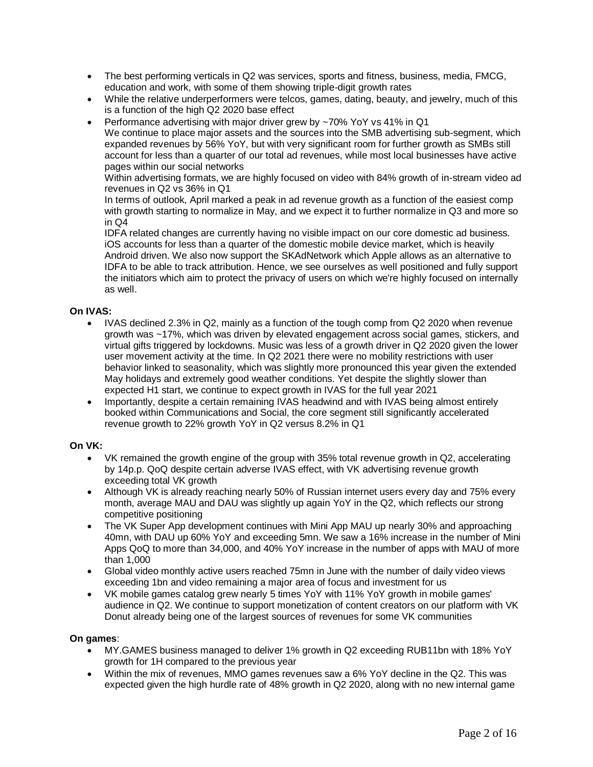- The best performing verticals in Q2 was services, sports and fitness, business, media, FMCG, education and work, with some of them showing triple-digit growth rates
- While the relative underperformers were telcos, games, dating, beauty, and jewelry, much of this is a function of the high Q2 2020 base effect
- Performance advertising with major driver grew by ~70% YoY vs 41% in Q1

  We continue to place major assets and the sources into the SMB advertising sub-segment, which expanded revenues by 56% YoY, but with very significant room for further growth as SMBs still account for less than a quarter of our total ad revenues, while most local businesses have active pages within our social networks

  Within advertising formats, we are highly focused on video with 84% growth of in-stream video ad revenues in Q2 vs 36% in Q1

  In terms of outlook, April marked a peak in ad revenue growth as a function of the easiest comp with growth starting to normalize in May, and we expect it to further normalize in Q3 and more so in Q4

  IDFA related changes are currently having no visible impact on our core domestic ad business. iOS accounts for less than a quarter of the domestic mobile device market, which is heavily Android driven. We also now support the SKAdNetwork which Apple allows as an alternative to IDFA to be able to track attribution. Hence, we see ourselves as well positioned and fully support the initiators which aim to protect the privacy of users on which we're highly focused on internally as well.

**On IVAS:**

- IVAS declined 2.3% in Q2, mainly as a function of the tough comp from Q2 2020 when revenue growth was ~17%, which was driven by elevated engagement across social games, stickers, and virtual gifts triggered by lockdowns. Music was less of a growth driver in Q2 2020 given the lower user movement activity at the time. In Q2 2021 there were no mobility restrictions with user behavior linked to seasonality, which was slightly more pronounced this year given the extended May holidays and extremely good weather conditions. Yet despite the slightly slower than expected H1 start, we continue to expect growth in IVAS for the full year 2021
- Importantly, despite a certain remaining IVAS headwind and with IVAS being almost entirely booked within Communications and Social, the core segment still significantly accelerated revenue growth to 22% growth YoY in Q2 versus 8.2% in Q1

**On VK:**

- VK remained the growth engine of the group with 35% total revenue growth in Q2, accelerating by 14p.p. QoQ despite certain adverse IVAS effect, with VK advertising revenue growth exceeding total VK growth
- Although VK is already reaching nearly 50% of Russian internet users every day and 75% every month, average MAU and DAU was slightly up again YoY in the Q2, which reflects our strong competitive positioning
- The VK Super App development continues with Mini App MAU up nearly 30% and approaching 40mn, with DAU up 60% YoY and exceeding 5mn. We saw a 16% increase in the number of Mini Apps QoQ to more than 34,000, and 40% YoY increase in the number of apps with MAU of more than 1,000
- Global video monthly active users reached 75mn in June with the number of daily video views exceeding 1bn and video remaining a major area of focus and investment for us
- VK mobile games catalog grew nearly 5 times YoY with 11% YoY growth in mobile games' audience in Q2. We continue to support monetization of content creators on our platform with VK Donut already being one of the largest sources of revenues for some VK communities

**On games**:

- MY.GAMES business managed to deliver 1% growth in Q2 exceeding RUB11bn with 18% YoY growth for 1H compared to the previous year
- Within the mix of revenues, MMO games revenues saw a 6% YoY decline in the Q2. This was expected given the high hurdle rate of 48% growth in Q2 2020, along with no new internal game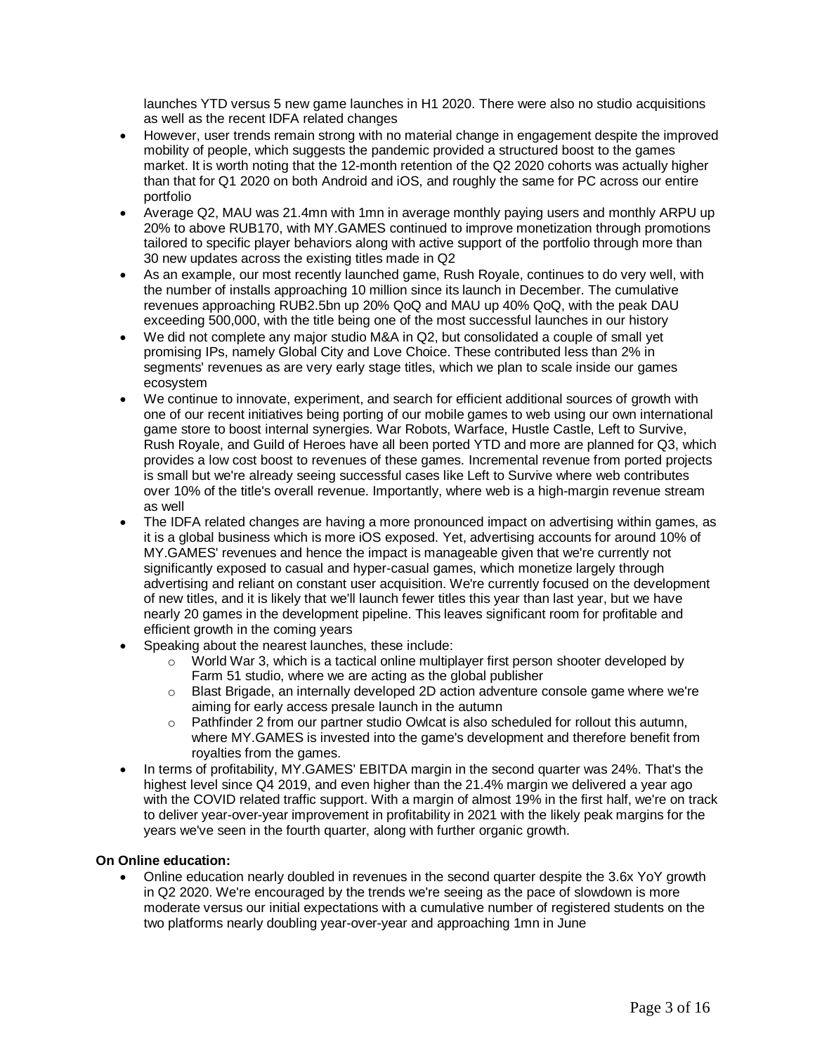launches YTD versus 5 new game launches in H1 2020. There were also no studio acquisitions as well as the recent IDFA related changes

- However, user trends remain strong with no material change in engagement despite the improved mobility of people, which suggests the pandemic provided a structured boost to the games market. It is worth noting that the 12-month retention of the Q2 2020 cohorts was actually higher than that for Q1 2020 on both Android and iOS, and roughly the same for PC across our entire portfolio
- Average Q2, MAU was 21.4mn with 1mn in average monthly paying users and monthly ARPU up 20% to above RUB170, with MY.GAMES continued to improve monetization through promotions tailored to specific player behaviors along with active support of the portfolio through more than 30 new updates across the existing titles made in Q2
- As an example, our most recently launched game, Rush Royale, continues to do very well, with the number of installs approaching 10 million since its launch in December. The cumulative revenues approaching RUB2.5bn up 20% QoQ and MAU up 40% QoQ, with the peak DAU exceeding 500,000, with the title being one of the most successful launches in our history
- We did not complete any major studio M&A in Q2, but consolidated a couple of small yet promising IPs, namely Global City and Love Choice. These contributed less than 2% in segments' revenues as are very early stage titles, which we plan to scale inside our games ecosystem
- We continue to innovate, experiment, and search for efficient additional sources of growth with one of our recent initiatives being porting of our mobile games to web using our own international game store to boost internal synergies. War Robots, Warface, Hustle Castle, Left to Survive, Rush Royale, and Guild of Heroes have all been ported YTD and more are planned for Q3, which provides a low cost boost to revenues of these games. Incremental revenue from ported projects is small but we're already seeing successful cases like Left to Survive where web contributes over 10% of the title's overall revenue. Importantly, where web is a high-margin revenue stream as well
- The IDFA related changes are having a more pronounced impact on advertising within games, as it is a global business which is more iOS exposed. Yet, advertising accounts for around 10% of MY.GAMES' revenues and hence the impact is manageable given that we're currently not significantly exposed to casual and hyper-casual games, which monetize largely through advertising and reliant on constant user acquisition. We're currently focused on the development of new titles, and it is likely that we'll launch fewer titles this year than last year, but we have nearly 20 games in the development pipeline. This leaves significant room for profitable and efficient growth in the coming years
- Speaking about the nearest launches, these include:
    - World War 3, which is a tactical online multiplayer first person shooter developed by Farm 51 studio, where we are acting as the global publisher
    - Blast Brigade, an internally developed 2D action adventure console game where we're aiming for early access presale launch in the autumn
    - Pathfinder 2 from our partner studio Owlcat is also scheduled for rollout this autumn, where MY.GAMES is invested into the game's development and therefore benefit from royalties from the games.
- In terms of profitability, MY.GAMES' EBITDA margin in the second quarter was 24%. That's the highest level since Q4 2019, and even higher than the 21.4% margin we delivered a year ago with the COVID related traffic support. With a margin of almost 19% in the first half, we're on track to deliver year-over-year improvement in profitability in 2021 with the likely peak margins for the years we've seen in the fourth quarter, along with further organic growth.

**On Online education:**

- Online education nearly doubled in revenues in the second quarter despite the 3.6x YoY growth in Q2 2020. We're encouraged by the trends we're seeing as the pace of slowdown is more moderate versus our initial expectations with a cumulative number of registered students on the two platforms nearly doubling year-over-year and approaching 1mn in June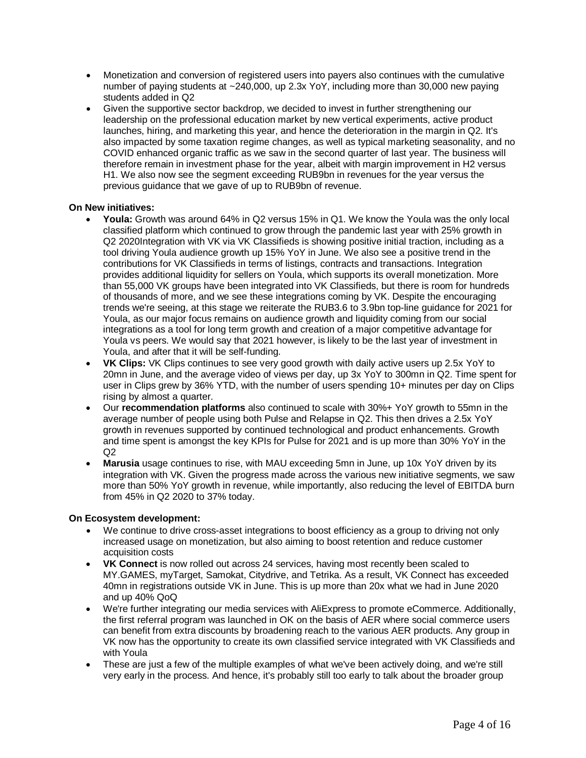- Monetization and conversion of registered users into payers also continues with the cumulative number of paying students at ~240,000, up 2.3x YoY, including more than 30,000 new paying students added in Q2
- Given the supportive sector backdrop, we decided to invest in further strengthening our leadership on the professional education market by new vertical experiments, active product launches, hiring, and marketing this year, and hence the deterioration in the margin in Q2. It's also impacted by some taxation regime changes, as well as typical marketing seasonality, and no COVID enhanced organic traffic as we saw in the second quarter of last year. The business will therefore remain in investment phase for the year, albeit with margin improvement in H2 versus H1. We also now see the segment exceeding RUB9bn in revenues for the year versus the previous guidance that we gave of up to RUB9bn of revenue.

**On New initiatives:**

- **Youla:** Growth was around 64% in Q2 versus 15% in Q1. We know the Youla was the only local classified platform which continued to grow through the pandemic last year with 25% growth in Q2 2020Integration with VK via VK Classifieds is showing positive initial traction, including as a tool driving Youla audience growth up 15% YoY in June. We also see a positive trend in the contributions for VK Classifieds in terms of listings, contracts and transactions. Integration provides additional liquidity for sellers on Youla, which supports its overall monetization. More than 55,000 VK groups have been integrated into VK Classifieds, but there is room for hundreds of thousands of more, and we see these integrations coming by VK. Despite the encouraging trends we're seeing, at this stage we reiterate the RUB3.6 to 3.9bn top-line guidance for 2021 for Youla, as our major focus remains on audience growth and liquidity coming from our social integrations as a tool for long term growth and creation of a major competitive advantage for Youla vs peers. We would say that 2021 however, is likely to be the last year of investment in Youla, and after that it will be self-funding.
- **VK Clips:** VK Clips continues to see very good growth with daily active users up 2.5x YoY to 20mn in June, and the average video of views per day, up 3x YoY to 300mn in Q2. Time spent for user in Clips grew by 36% YTD, with the number of users spending 10+ minutes per day on Clips rising by almost a quarter.
- Our **recommendation platforms** also continued to scale with 30%+ YoY growth to 55mn in the average number of people using both Pulse and Relapse in Q2. This then drives a 2.5x YoY growth in revenues supported by continued technological and product enhancements. Growth and time spent is amongst the key KPIs for Pulse for 2021 and is up more than 30% YoY in the Q2
- **Marusia** usage continues to rise, with MAU exceeding 5mn in June, up 10x YoY driven by its integration with VK. Given the progress made across the various new initiative segments, we saw more than 50% YoY growth in revenue, while importantly, also reducing the level of EBITDA burn from 45% in Q2 2020 to 37% today.

**On Ecosystem development:**

- We continue to drive cross-asset integrations to boost efficiency as a group to driving not only increased usage on monetization, but also aiming to boost retention and reduce customer acquisition costs
- **VK Connect** is now rolled out across 24 services, having most recently been scaled to MY.GAMES, myTarget, Samokat, Citydrive, and Tetrika. As a result, VK Connect has exceeded 40mn in registrations outside VK in June. This is up more than 20x what we had in June 2020 and up 40% QoQ
- We're further integrating our media services with AliExpress to promote eCommerce. Additionally, the first referral program was launched in OK on the basis of AER where social commerce users can benefit from extra discounts by broadening reach to the various AER products. Any group in VK now has the opportunity to create its own classified service integrated with VK Classifieds and with Youla
- These are just a few of the multiple examples of what we've been actively doing, and we're still very early in the process. And hence, it's probably still too early to talk about the broader group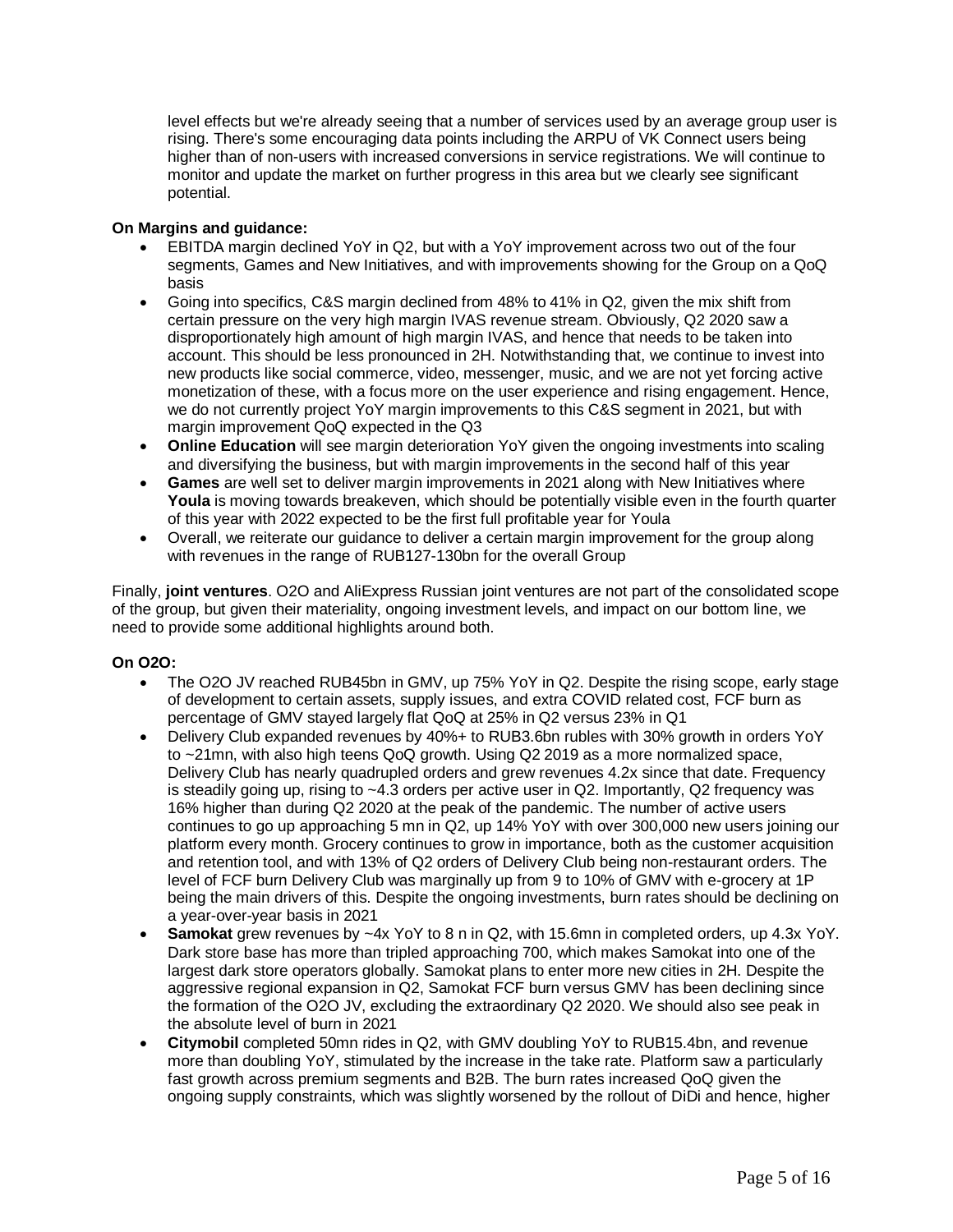level effects but we're already seeing that a number of services used by an average group user is rising. There's some encouraging data points including the ARPU of VK Connect users being higher than of non-users with increased conversions in service registrations. We will continue to monitor and update the market on further progress in this area but we clearly see significant potential.

**On Margins and guidance:**

- EBITDA margin declined YoY in Q2, but with a YoY improvement across two out of the four segments, Games and New Initiatives, and with improvements showing for the Group on a QoQ basis
- Going into specifics, C&S margin declined from 48% to 41% in Q2, given the mix shift from certain pressure on the very high margin IVAS revenue stream. Obviously, Q2 2020 saw a disproportionately high amount of high margin IVAS, and hence that needs to be taken into account. This should be less pronounced in 2H. Notwithstanding that, we continue to invest into new products like social commerce, video, messenger, music, and we are not yet forcing active monetization of these, with a focus more on the user experience and rising engagement. Hence, we do not currently project YoY margin improvements to this C&S segment in 2021, but with margin improvement QoQ expected in the Q3
- **Online Education** will see margin deterioration YoY given the ongoing investments into scaling and diversifying the business, but with margin improvements in the second half of this year
- **Games** are well set to deliver margin improvements in 2021 along with New Initiatives where **Youla** is moving towards breakeven, which should be potentially visible even in the fourth quarter of this year with 2022 expected to be the first full profitable year for Youla
- Overall, we reiterate our guidance to deliver a certain margin improvement for the group along with revenues in the range of RUB127-130bn for the overall Group

Finally, **joint ventures**. O2O and AliExpress Russian joint ventures are not part of the consolidated scope of the group, but given their materiality, ongoing investment levels, and impact on our bottom line, we need to provide some additional highlights around both.

**On O2O:**

- The O2O JV reached RUB45bn in GMV, up 75% YoY in Q2. Despite the rising scope, early stage of development to certain assets, supply issues, and extra COVID related cost, FCF burn as percentage of GMV stayed largely flat QoQ at 25% in Q2 versus 23% in Q1
- Delivery Club expanded revenues by 40%+ to RUB3.6bn rubles with 30% growth in orders YoY to ~21mn, with also high teens QoQ growth. Using Q2 2019 as a more normalized space, Delivery Club has nearly quadrupled orders and grew revenues 4.2x since that date. Frequency is steadily going up, rising to ~4.3 orders per active user in Q2. Importantly, Q2 frequency was 16% higher than during Q2 2020 at the peak of the pandemic. The number of active users continues to go up approaching 5 mn in Q2, up 14% YoY with over 300,000 new users joining our platform every month. Grocery continues to grow in importance, both as the customer acquisition and retention tool, and with 13% of Q2 orders of Delivery Club being non-restaurant orders. The level of FCF burn Delivery Club was marginally up from 9 to 10% of GMV with e-grocery at 1P being the main drivers of this. Despite the ongoing investments, burn rates should be declining on a year-over-year basis in 2021
- **Samokat** grew revenues by ~4x YoY to 8 n in Q2, with 15.6mn in completed orders, up 4.3x YoY. Dark store base has more than tripled approaching 700, which makes Samokat into one of the largest dark store operators globally. Samokat plans to enter more new cities in 2H. Despite the aggressive regional expansion in Q2, Samokat FCF burn versus GMV has been declining since the formation of the O2O JV, excluding the extraordinary Q2 2020. We should also see peak in the absolute level of burn in 2021
- **Citymobil** completed 50mn rides in Q2, with GMV doubling YoY to RUB15.4bn, and revenue more than doubling YoY, stimulated by the increase in the take rate. Platform saw a particularly fast growth across premium segments and B2B. The burn rates increased QoQ given the ongoing supply constraints, which was slightly worsened by the rollout of DiDi and hence, higher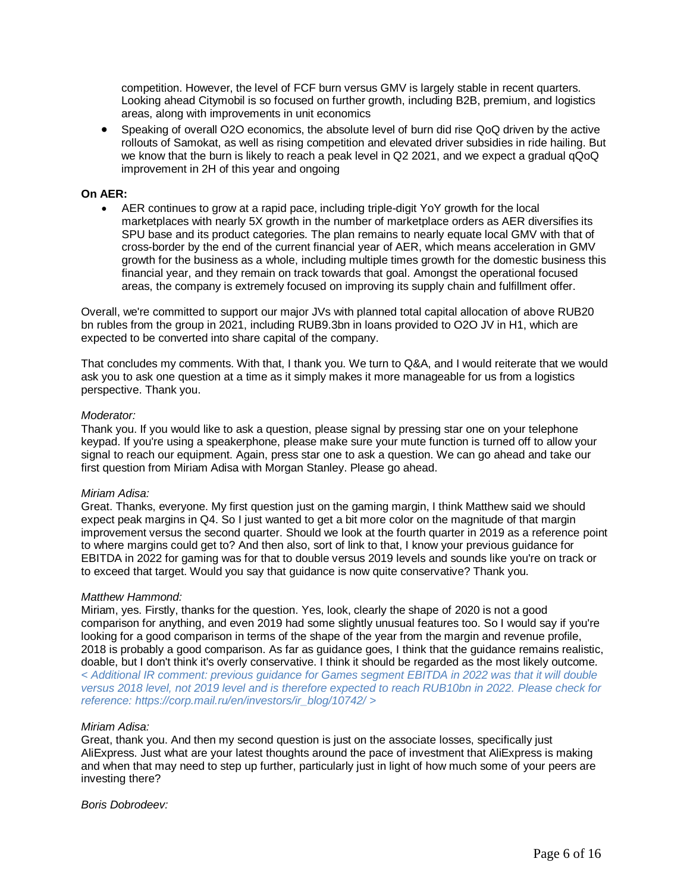competition. However, the level of FCF burn versus GMV is largely stable in recent quarters. Looking ahead Citymobil is so focused on further growth, including B2B, premium, and logistics areas, along with improvements in unit economics

- Speaking of overall O2O economics, the absolute level of burn did rise QoQ driven by the active rollouts of Samokat, as well as rising competition and elevated driver subsidies in ride hailing. But we know that the burn is likely to reach a peak level in Q2 2021, and we expect a gradual qQoQ improvement in 2H of this year and ongoing

**On AER:**

- AER continues to grow at a rapid pace, including triple-digit YoY growth for the local marketplaces with nearly 5X growth in the number of marketplace orders as AER diversifies its SPU base and its product categories. The plan remains to nearly equate local GMV with that of cross-border by the end of the current financial year of AER, which means acceleration in GMV growth for the business as a whole, including multiple times growth for the domestic business this financial year, and they remain on track towards that goal. Amongst the operational focused areas, the company is extremely focused on improving its supply chain and fulfillment offer.

Overall, we're committed to support our major JVs with planned total capital allocation of above RUB20 bn rubles from the group in 2021, including RUB9.3bn in loans provided to O2O JV in H1, which are expected to be converted into share capital of the company.

That concludes my comments. With that, I thank you. We turn to Q&A, and I would reiterate that we would ask you to ask one question at a time as it simply makes it more manageable for us from a logistics perspective. Thank you.

*Moderator:*
Thank you. If you would like to ask a question, please signal by pressing star one on your telephone keypad. If you're using a speakerphone, please make sure your mute function is turned off to allow your signal to reach our equipment. Again, press star one to ask a question. We can go ahead and take our first question from Miriam Adisa with Morgan Stanley. Please go ahead.

*Miriam Adisa:*
Great. Thanks, everyone. My first question just on the gaming margin, I think Matthew said we should expect peak margins in Q4. So I just wanted to get a bit more color on the magnitude of that margin improvement versus the second quarter. Should we look at the fourth quarter in 2019 as a reference point to where margins could get to? And then also, sort of link to that, I know your previous guidance for EBITDA in 2022 for gaming was for that to double versus 2019 levels and sounds like you're on track or to exceed that target. Would you say that guidance is now quite conservative? Thank you.

*Matthew Hammond:*
Miriam, yes. Firstly, thanks for the question. Yes, look, clearly the shape of 2020 is not a good comparison for anything, and even 2019 had some slightly unusual features too. So I would say if you're looking for a good comparison in terms of the shape of the year from the margin and revenue profile, 2018 is probably a good comparison. As far as guidance goes, I think that the guidance remains realistic, doable, but I don't think it's overly conservative. I think it should be regarded as the most likely outcome.
*< Additional IR comment: previous guidance for Games segment EBITDA in 2022 was that it will double versus 2018 level, not 2019 level and is therefore expected to reach RUB10bn in 2022. Please check for reference: https://corp.mail.ru/en/investors/ir_blog/10742/ >*

*Miriam Adisa:*
Great, thank you. And then my second question is just on the associate losses, specifically just AliExpress. Just what are your latest thoughts around the pace of investment that AliExpress is making and when that may need to step up further, particularly just in light of how much some of your peers are investing there?

*Boris Dobrodeev:*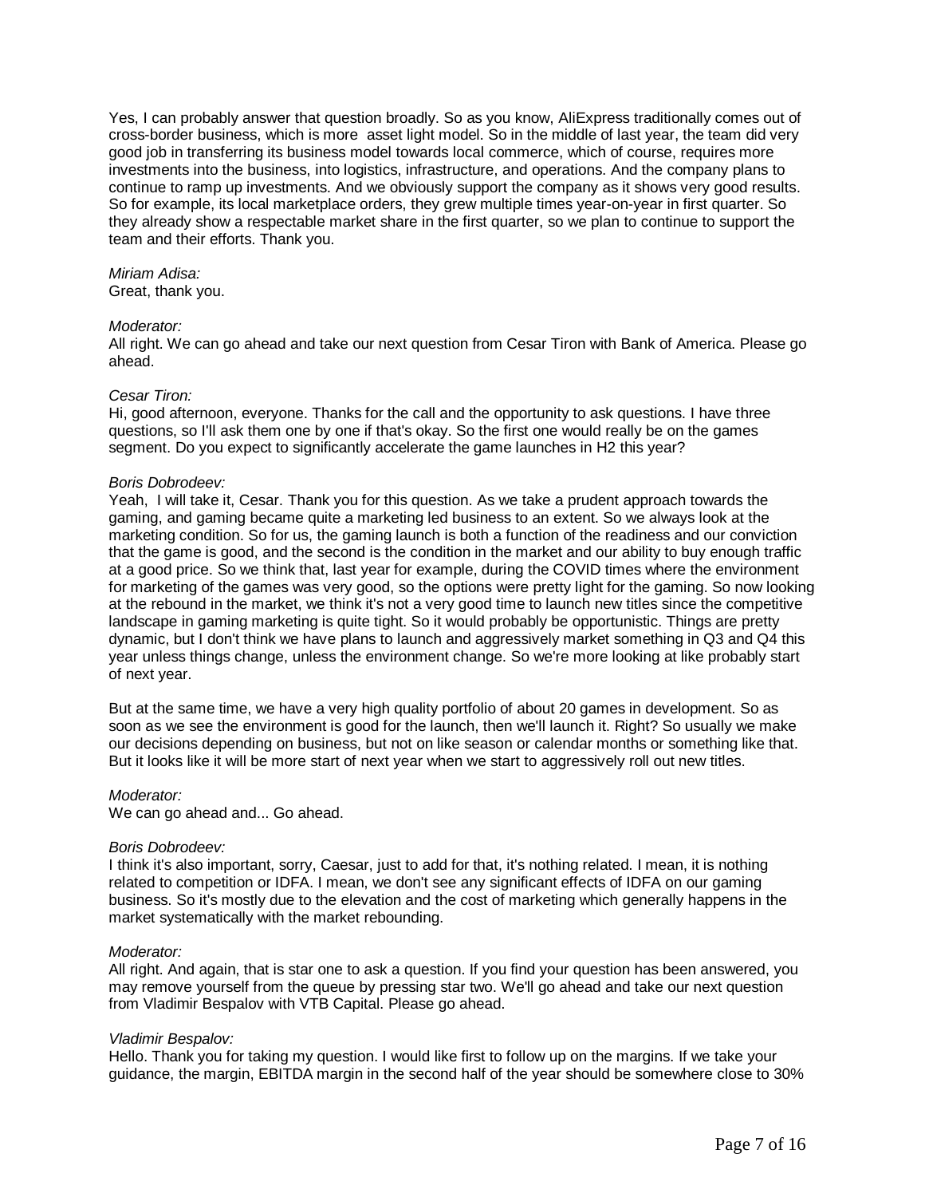Yes, I can probably answer that question broadly. So as you know, AliExpress traditionally comes out of cross-border business, which is more asset light model. So in the middle of last year, the team did very good job in transferring its business model towards local commerce, which of course, requires more investments into the business, into logistics, infrastructure, and operations. And the company plans to continue to ramp up investments. And we obviously support the company as it shows very good results. So for example, its local marketplace orders, they grew multiple times year-on-year in first quarter. So they already show a respectable market share in the first quarter, so we plan to continue to support the team and their efforts. Thank you.

*Miriam Adisa:*
Great, thank you.

*Moderator:*
All right. We can go ahead and take our next question from Cesar Tiron with Bank of America. Please go ahead.

*Cesar Tiron:*
Hi, good afternoon, everyone. Thanks for the call and the opportunity to ask questions. I have three questions, so I'll ask them one by one if that's okay. So the first one would really be on the games segment. Do you expect to significantly accelerate the game launches in H2 this year?

*Boris Dobrodeev:*
Yeah, I will take it, Cesar. Thank you for this question. As we take a prudent approach towards the gaming, and gaming became quite a marketing led business to an extent. So we always look at the marketing condition. So for us, the gaming launch is both a function of the readiness and our conviction that the game is good, and the second is the condition in the market and our ability to buy enough traffic at a good price. So we think that, last year for example, during the COVID times where the environment for marketing of the games was very good, so the options were pretty light for the gaming. So now looking at the rebound in the market, we think it's not a very good time to launch new titles since the competitive landscape in gaming marketing is quite tight. So it would probably be opportunistic. Things are pretty dynamic, but I don't think we have plans to launch and aggressively market something in Q3 and Q4 this year unless things change, unless the environment change. So we're more looking at like probably start of next year.

But at the same time, we have a very high quality portfolio of about 20 games in development. So as soon as we see the environment is good for the launch, then we'll launch it. Right? So usually we make our decisions depending on business, but not on like season or calendar months or something like that. But it looks like it will be more start of next year when we start to aggressively roll out new titles.

*Moderator:*
We can go ahead and... Go ahead.

*Boris Dobrodeev:*
I think it's also important, sorry, Caesar, just to add for that, it's nothing related. I mean, it is nothing related to competition or IDFA. I mean, we don't see any significant effects of IDFA on our gaming business. So it's mostly due to the elevation and the cost of marketing which generally happens in the market systematically with the market rebounding.

*Moderator:*
All right. And again, that is star one to ask a question. If you find your question has been answered, you may remove yourself from the queue by pressing star two. We'll go ahead and take our next question from Vladimir Bespalov with VTB Capital. Please go ahead.

*Vladimir Bespalov:*
Hello. Thank you for taking my question. I would like first to follow up on the margins. If we take your guidance, the margin, EBITDA margin in the second half of the year should be somewhere close to 30%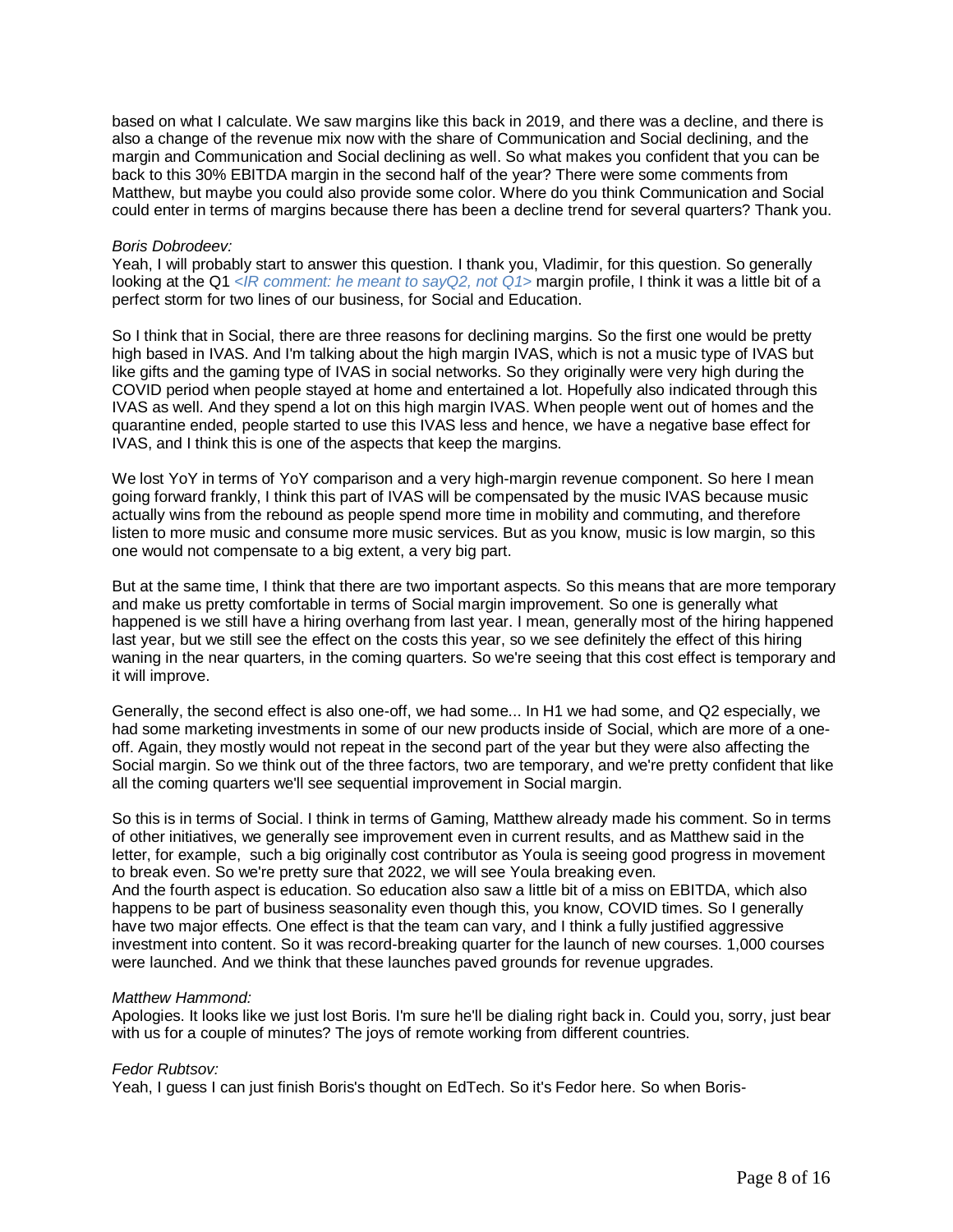based on what I calculate. We saw margins like this back in 2019, and there was a decline, and there is also a change of the revenue mix now with the share of Communication and Social declining, and the margin and Communication and Social declining as well. So what makes you confident that you can be back to this 30% EBITDA margin in the second half of the year? There were some comments from Matthew, but maybe you could also provide some color. Where do you think Communication and Social could enter in terms of margins because there has been a decline trend for several quarters? Thank you.

*Boris Dobrodeev:*
Yeah, I will probably start to answer this question. I thank you, Vladimir, for this question. So generally looking at the Q1 *<IR comment: he meant to sayQ2, not Q1>* margin profile, I think it was a little bit of a perfect storm for two lines of our business, for Social and Education.

So I think that in Social, there are three reasons for declining margins. So the first one would be pretty high based in IVAS. And I'm talking about the high margin IVAS, which is not a music type of IVAS but like gifts and the gaming type of IVAS in social networks. So they originally were very high during the COVID period when people stayed at home and entertained a lot. Hopefully also indicated through this IVAS as well. And they spend a lot on this high margin IVAS. When people went out of homes and the quarantine ended, people started to use this IVAS less and hence, we have a negative base effect for IVAS, and I think this is one of the aspects that keep the margins.

We lost YoY in terms of YoY comparison and a very high-margin revenue component. So here I mean going forward frankly, I think this part of IVAS will be compensated by the music IVAS because music actually wins from the rebound as people spend more time in mobility and commuting, and therefore listen to more music and consume more music services. But as you know, music is low margin, so this one would not compensate to a big extent, a very big part.

But at the same time, I think that there are two important aspects. So this means that are more temporary and make us pretty comfortable in terms of Social margin improvement. So one is generally what happened is we still have a hiring overhang from last year. I mean, generally most of the hiring happened last year, but we still see the effect on the costs this year, so we see definitely the effect of this hiring waning in the near quarters, in the coming quarters. So we're seeing that this cost effect is temporary and it will improve.

Generally, the second effect is also one-off, we had some... In H1 we had some, and Q2 especially, we had some marketing investments in some of our new products inside of Social, which are more of a one-off. Again, they mostly would not repeat in the second part of the year but they were also affecting the Social margin. So we think out of the three factors, two are temporary, and we're pretty confident that like all the coming quarters we'll see sequential improvement in Social margin.

So this is in terms of Social. I think in terms of Gaming, Matthew already made his comment. So in terms of other initiatives, we generally see improvement even in current results, and as Matthew said in the letter, for example, such a big originally cost contributor as Youla is seeing good progress in movement to break even. So we're pretty sure that 2022, we will see Youla breaking even.
And the fourth aspect is education. So education also saw a little bit of a miss on EBITDA, which also happens to be part of business seasonality even though this, you know, COVID times. So I generally have two major effects. One effect is that the team can vary, and I think a fully justified aggressive investment into content. So it was record-breaking quarter for the launch of new courses. 1,000 courses were launched. And we think that these launches paved grounds for revenue upgrades.

*Matthew Hammond:*
Apologies. It looks like we just lost Boris. I'm sure he'll be dialing right back in. Could you, sorry, just bear with us for a couple of minutes? The joys of remote working from different countries.

*Fedor Rubtsov:*
Yeah, I guess I can just finish Boris's thought on EdTech. So it's Fedor here. So when Boris-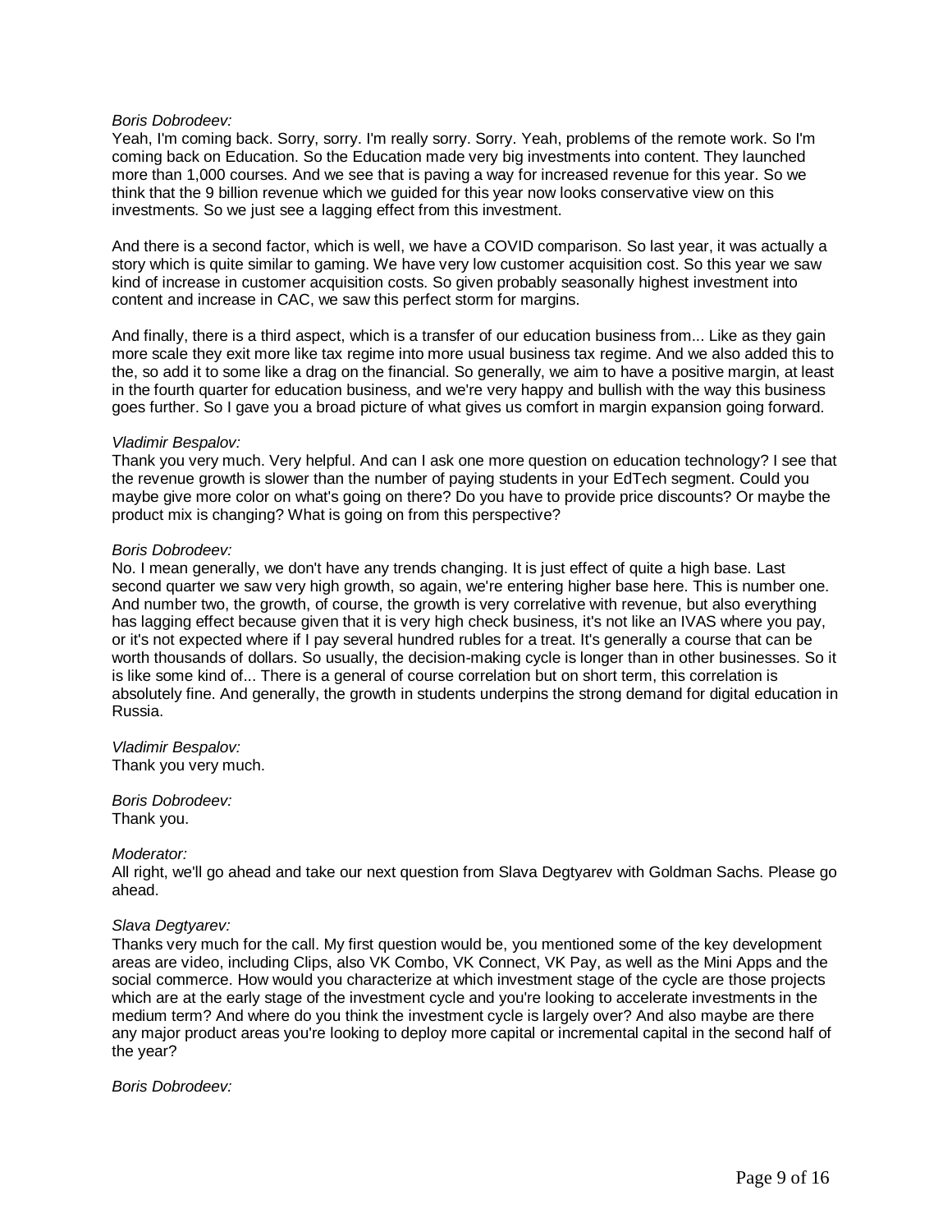*Boris Dobrodeev:*
Yeah, I'm coming back. Sorry, sorry. I'm really sorry. Sorry. Yeah, problems of the remote work. So I'm coming back on Education. So the Education made very big investments into content. They launched more than 1,000 courses. And we see that is paving a way for increased revenue for this year. So we think that the 9 billion revenue which we guided for this year now looks conservative view on this investments. So we just see a lagging effect from this investment.

And there is a second factor, which is well, we have a COVID comparison. So last year, it was actually a story which is quite similar to gaming. We have very low customer acquisition cost. So this year we saw kind of increase in customer acquisition costs. So given probably seasonally highest investment into content and increase in CAC, we saw this perfect storm for margins.

And finally, there is a third aspect, which is a transfer of our education business from... Like as they gain more scale they exit more like tax regime into more usual business tax regime. And we also added this to the, so add it to some like a drag on the financial. So generally, we aim to have a positive margin, at least in the fourth quarter for education business, and we're very happy and bullish with the way this business goes further. So I gave you a broad picture of what gives us comfort in margin expansion going forward.

*Vladimir Bespalov:*
Thank you very much. Very helpful. And can I ask one more question on education technology? I see that the revenue growth is slower than the number of paying students in your EdTech segment. Could you maybe give more color on what's going on there? Do you have to provide price discounts? Or maybe the product mix is changing? What is going on from this perspective?

*Boris Dobrodeev:*
No. I mean generally, we don't have any trends changing. It is just effect of quite a high base. Last second quarter we saw very high growth, so again, we're entering higher base here. This is number one. And number two, the growth, of course, the growth is very correlative with revenue, but also everything has lagging effect because given that it is very high check business, it's not like an IVAS where you pay, or it's not expected where if I pay several hundred rubles for a treat. It's generally a course that can be worth thousands of dollars. So usually, the decision-making cycle is longer than in other businesses. So it is like some kind of... There is a general of course correlation but on short term, this correlation is absolutely fine. And generally, the growth in students underpins the strong demand for digital education in Russia.

*Vladimir Bespalov:*
Thank you very much.

*Boris Dobrodeev:*
Thank you.

*Moderator:*
All right, we'll go ahead and take our next question from Slava Degtyarev with Goldman Sachs. Please go ahead.

*Slava Degtyarev:*
Thanks very much for the call. My first question would be, you mentioned some of the key development areas are video, including Clips, also VK Combo, VK Connect, VK Pay, as well as the Mini Apps and the social commerce. How would you characterize at which investment stage of the cycle are those projects which are at the early stage of the investment cycle and you're looking to accelerate investments in the medium term? And where do you think the investment cycle is largely over? And also maybe are there any major product areas you're looking to deploy more capital or incremental capital in the second half of the year?

*Boris Dobrodeev:*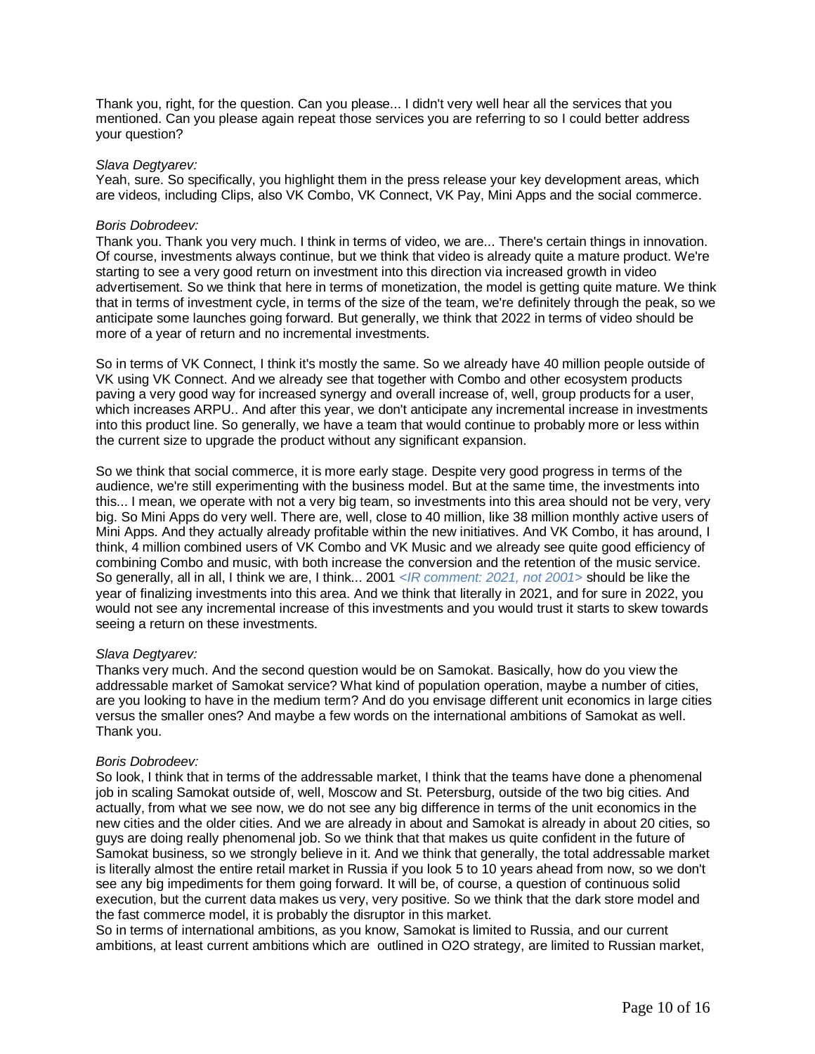Thank you, right, for the question. Can you please... I didn't very well hear all the services that you mentioned. Can you please again repeat those services you are referring to so I could better address your question?

*Slava Degtyarev:*
Yeah, sure. So specifically, you highlight them in the press release your key development areas, which are videos, including Clips, also VK Combo, VK Connect, VK Pay, Mini Apps and the social commerce.

*Boris Dobrodeev:*
Thank you. Thank you very much. I think in terms of video, we are... There's certain things in innovation. Of course, investments always continue, but we think that video is already quite a mature product. We're starting to see a very good return on investment into this direction via increased growth in video advertisement. So we think that here in terms of monetization, the model is getting quite mature. We think that in terms of investment cycle, in terms of the size of the team, we're definitely through the peak, so we anticipate some launches going forward. But generally, we think that 2022 in terms of video should be more of a year of return and no incremental investments.

So in terms of VK Connect, I think it's mostly the same. So we already have 40 million people outside of VK using VK Connect. And we already see that together with Combo and other ecosystem products paving a very good way for increased synergy and overall increase of, well, group products for a user, which increases ARPU.. And after this year, we don't anticipate any incremental increase in investments into this product line. So generally, we have a team that would continue to probably more or less within the current size to upgrade the product without any significant expansion.

So we think that social commerce, it is more early stage. Despite very good progress in terms of the audience, we're still experimenting with the business model. But at the same time, the investments into this... I mean, we operate with not a very big team, so investments into this area should not be very, very big. So Mini Apps do very well. There are, well, close to 40 million, like 38 million monthly active users of Mini Apps. And they actually already profitable within the new initiatives. And VK Combo, it has around, I think, 4 million combined users of VK Combo and VK Music and we already see quite good efficiency of combining Combo and music, with both increase the conversion and the retention of the music service. So generally, all in all, I think we are, I think... 2001 *<IR comment: 2021, not 2001>* should be like the year of finalizing investments into this area. And we think that literally in 2021, and for sure in 2022, you would not see any incremental increase of this investments and you would trust it starts to skew towards seeing a return on these investments.

*Slava Degtyarev:*
Thanks very much. And the second question would be on Samokat. Basically, how do you view the addressable market of Samokat service? What kind of population operation, maybe a number of cities, are you looking to have in the medium term? And do you envisage different unit economics in large cities versus the smaller ones? And maybe a few words on the international ambitions of Samokat as well. Thank you.

*Boris Dobrodeev:*
So look, I think that in terms of the addressable market, I think that the teams have done a phenomenal job in scaling Samokat outside of, well, Moscow and St. Petersburg, outside of the two big cities. And actually, from what we see now, we do not see any big difference in terms of the unit economics in the new cities and the older cities. And we are already in about and Samokat is already in about 20 cities, so guys are doing really phenomenal job. So we think that that makes us quite confident in the future of Samokat business, so we strongly believe in it. And we think that generally, the total addressable market is literally almost the entire retail market in Russia if you look 5 to 10 years ahead from now, so we don't see any big impediments for them going forward. It will be, of course, a question of continuous solid execution, but the current data makes us very, very positive. So we think that the dark store model and the fast commerce model, it is probably the disruptor in this market.
So in terms of international ambitions, as you know, Samokat is limited to Russia, and our current ambitions, at least current ambitions which are outlined in O2O strategy, are limited to Russian market,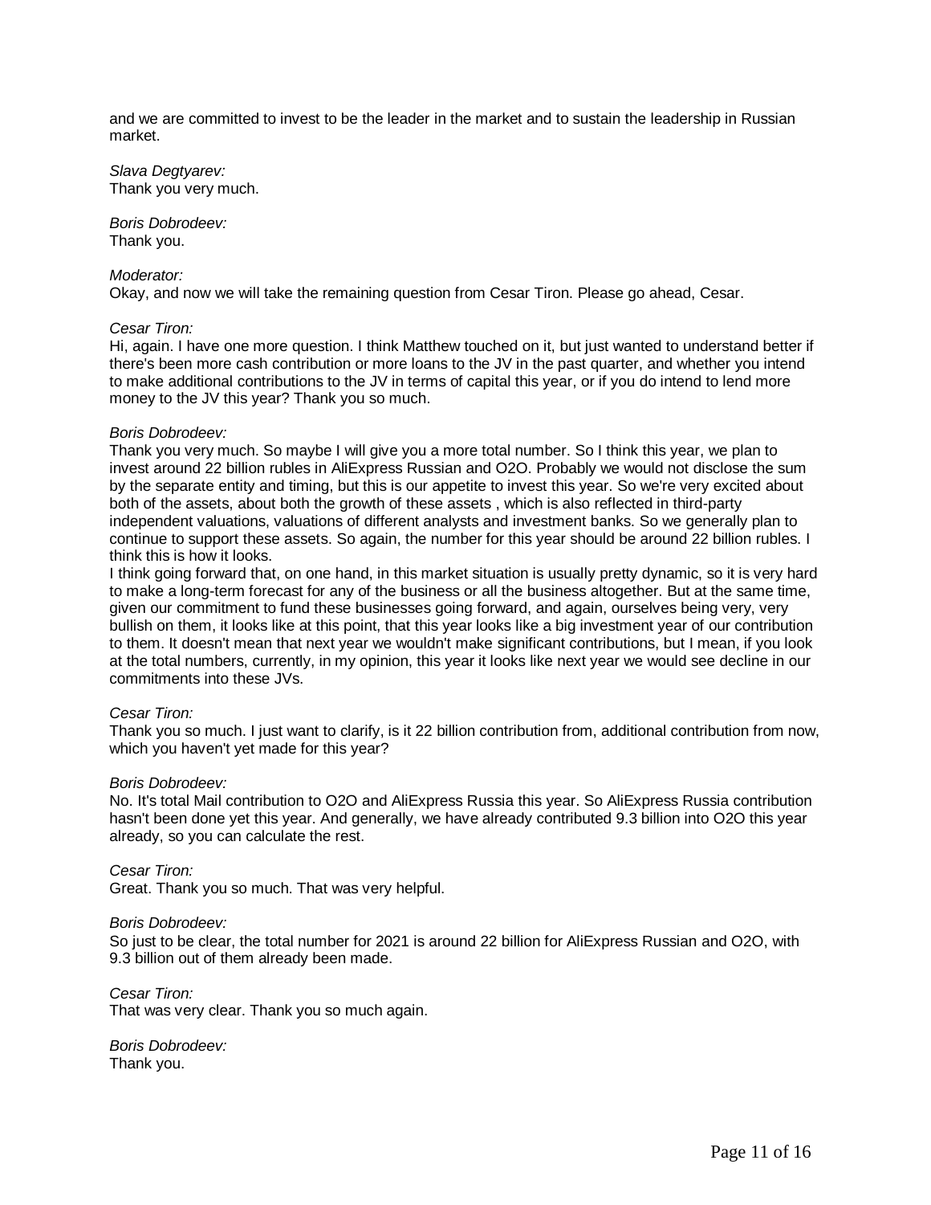and we are committed to invest to be the leader in the market and to sustain the leadership in Russian market.

*Slava Degtyarev:*
Thank you very much.

*Boris Dobrodeev:*
Thank you.

*Moderator:*
Okay, and now we will take the remaining question from Cesar Tiron. Please go ahead, Cesar.

*Cesar Tiron:*
Hi, again. I have one more question. I think Matthew touched on it, but just wanted to understand better if there's been more cash contribution or more loans to the JV in the past quarter, and whether you intend to make additional contributions to the JV in terms of capital this year, or if you do intend to lend more money to the JV this year? Thank you so much.

*Boris Dobrodeev:*
Thank you very much. So maybe I will give you a more total number. So I think this year, we plan to invest around 22 billion rubles in AliExpress Russian and O2O. Probably we would not disclose the sum by the separate entity and timing, but this is our appetite to invest this year. So we're very excited about both of the assets, about both the growth of these assets , which is also reflected in third-party independent valuations, valuations of different analysts and investment banks. So we generally plan to continue to support these assets. So again, the number for this year should be around 22 billion rubles. I think this is how it looks.

I think going forward that, on one hand, in this market situation is usually pretty dynamic, so it is very hard to make a long-term forecast for any of the business or all the business altogether. But at the same time, given our commitment to fund these businesses going forward, and again, ourselves being very, very bullish on them, it looks like at this point, that this year looks like a big investment year of our contribution to them. It doesn't mean that next year we wouldn't make significant contributions, but I mean, if you look at the total numbers, currently, in my opinion, this year it looks like next year we would see decline in our commitments into these JVs.

*Cesar Tiron:*
Thank you so much. I just want to clarify, is it 22 billion contribution from, additional contribution from now, which you haven't yet made for this year?

*Boris Dobrodeev:*
No. It's total Mail contribution to O2O and AliExpress Russia this year. So AliExpress Russia contribution hasn't been done yet this year. And generally, we have already contributed 9.3 billion into O2O this year already, so you can calculate the rest.

*Cesar Tiron:*
Great. Thank you so much. That was very helpful.

*Boris Dobrodeev:*
So just to be clear, the total number for 2021 is around 22 billion for AliExpress Russian and O2O, with 9.3 billion out of them already been made.

*Cesar Tiron:*
That was very clear. Thank you so much again.

*Boris Dobrodeev:*
Thank you.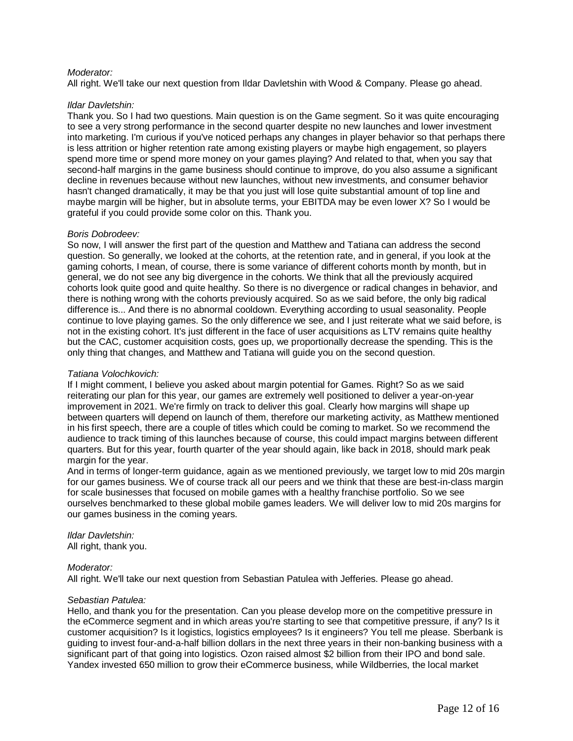*Moderator:*
All right. We'll take our next question from Ildar Davletshin with Wood & Company. Please go ahead.

*Ildar Davletshin:*
Thank you. So I had two questions. Main question is on the Game segment. So it was quite encouraging to see a very strong performance in the second quarter despite no new launches and lower investment into marketing. I'm curious if you've noticed perhaps any changes in player behavior so that perhaps there is less attrition or higher retention rate among existing players or maybe high engagement, so players spend more time or spend more money on your games playing? And related to that, when you say that second-half margins in the game business should continue to improve, do you also assume a significant decline in revenues because without new launches, without new investments, and consumer behavior hasn't changed dramatically, it may be that you just will lose quite substantial amount of top line and maybe margin will be higher, but in absolute terms, your EBITDA may be even lower X? So I would be grateful if you could provide some color on this. Thank you.

*Boris Dobrodeev:*
So now, I will answer the first part of the question and Matthew and Tatiana can address the second question. So generally, we looked at the cohorts, at the retention rate, and in general, if you look at the gaming cohorts, I mean, of course, there is some variance of different cohorts month by month, but in general, we do not see any big divergence in the cohorts. We think that all the previously acquired cohorts look quite good and quite healthy. So there is no divergence or radical changes in behavior, and there is nothing wrong with the cohorts previously acquired. So as we said before, the only big radical difference is... And there is no abnormal cooldown. Everything according to usual seasonality. People continue to love playing games. So the only difference we see, and I just reiterate what we said before, is not in the existing cohort. It's just different in the face of user acquisitions as LTV remains quite healthy but the CAC, customer acquisition costs, goes up, we proportionally decrease the spending. This is the only thing that changes, and Matthew and Tatiana will guide you on the second question.

*Tatiana Volochkovich:*
If I might comment, I believe you asked about margin potential for Games. Right? So as we said reiterating our plan for this year, our games are extremely well positioned to deliver a year-on-year improvement in 2021. We're firmly on track to deliver this goal. Clearly how margins will shape up between quarters will depend on launch of them, therefore our marketing activity, as Matthew mentioned in his first speech, there are a couple of titles which could be coming to market. So we recommend the audience to track timing of this launches because of course, this could impact margins between different quarters. But for this year, fourth quarter of the year should again, like back in 2018, should mark peak margin for the year.

And in terms of longer-term guidance, again as we mentioned previously, we target low to mid 20s margin for our games business. We of course track all our peers and we think that these are best-in-class margin for scale businesses that focused on mobile games with a healthy franchise portfolio. So we see ourselves benchmarked to these global mobile games leaders. We will deliver low to mid 20s margins for our games business in the coming years.

*Ildar Davletshin:*
All right, thank you.

*Moderator:*
All right. We'll take our next question from Sebastian Patulea with Jefferies. Please go ahead.

*Sebastian Patulea:*
Hello, and thank you for the presentation. Can you please develop more on the competitive pressure in the eCommerce segment and in which areas you're starting to see that competitive pressure, if any? Is it customer acquisition? Is it logistics, logistics employees? Is it engineers? You tell me please. Sberbank is guiding to invest four-and-a-half billion dollars in the next three years in their non-banking business with a significant part of that going into logistics. Ozon raised almost $2 billion from their IPO and bond sale. Yandex invested 650 million to grow their eCommerce business, while Wildberries, the local market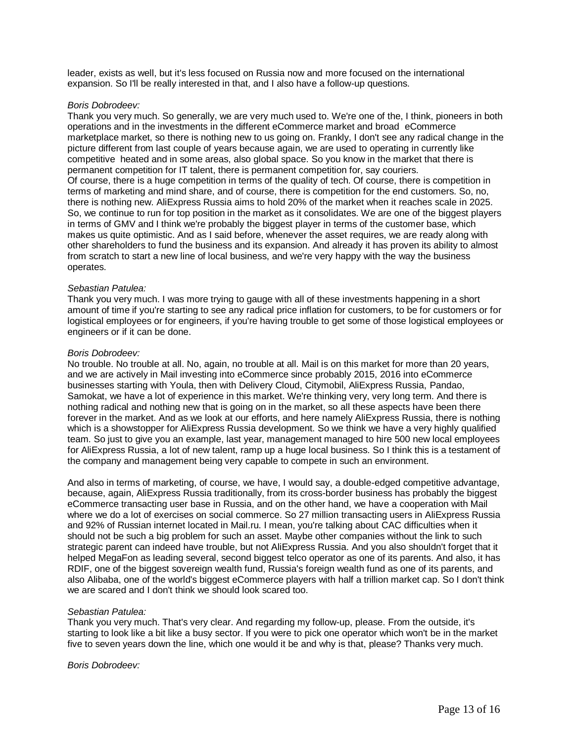leader, exists as well, but it's less focused on Russia now and more focused on the international expansion. So I'll be really interested in that, and I also have a follow-up questions.

*Boris Dobrodeev:*
Thank you very much. So generally, we are very much used to. We're one of the, I think, pioneers in both operations and in the investments in the different eCommerce market and broad eCommerce marketplace market, so there is nothing new to us going on. Frankly, I don't see any radical change in the picture different from last couple of years because again, we are used to operating in currently like competitive heated and in some areas, also global space. So you know in the market that there is permanent competition for IT talent, there is permanent competition for, say couriers.
Of course, there is a huge competition in terms of the quality of tech. Of course, there is competition in terms of marketing and mind share, and of course, there is competition for the end customers. So, no, there is nothing new. AliExpress Russia aims to hold 20% of the market when it reaches scale in 2025. So, we continue to run for top position in the market as it consolidates. We are one of the biggest players in terms of GMV and I think we're probably the biggest player in terms of the customer base, which makes us quite optimistic. And as I said before, whenever the asset requires, we are ready along with other shareholders to fund the business and its expansion. And already it has proven its ability to almost from scratch to start a new line of local business, and we're very happy with the way the business operates.

*Sebastian Patulea:*
Thank you very much. I was more trying to gauge with all of these investments happening in a short amount of time if you're starting to see any radical price inflation for customers, to be for customers or for logistical employees or for engineers, if you're having trouble to get some of those logistical employees or engineers or if it can be done.

*Boris Dobrodeev:*
No trouble. No trouble at all. No, again, no trouble at all. Mail is on this market for more than 20 years, and we are actively in Mail investing into eCommerce since probably 2015, 2016 into eCommerce businesses starting with Youla, then with Delivery Cloud, Citymobil, AliExpress Russia, Pandao, Samokat, we have a lot of experience in this market. We're thinking very, very long term. And there is nothing radical and nothing new that is going on in the market, so all these aspects have been there forever in the market. And as we look at our efforts, and here namely AliExpress Russia, there is nothing which is a showstopper for AliExpress Russia development. So we think we have a very highly qualified team. So just to give you an example, last year, management managed to hire 500 new local employees for AliExpress Russia, a lot of new talent, ramp up a huge local business. So I think this is a testament of the company and management being very capable to compete in such an environment.

And also in terms of marketing, of course, we have, I would say, a double-edged competitive advantage, because, again, AliExpress Russia traditionally, from its cross-border business has probably the biggest eCommerce transacting user base in Russia, and on the other hand, we have a cooperation with Mail where we do a lot of exercises on social commerce. So 27 million transacting users in AliExpress Russia and 92% of Russian internet located in Mail.ru. I mean, you're talking about CAC difficulties when it should not be such a big problem for such an asset. Maybe other companies without the link to such strategic parent can indeed have trouble, but not AliExpress Russia. And you also shouldn't forget that it helped MegaFon as leading several, second biggest telco operator as one of its parents. And also, it has RDIF, one of the biggest sovereign wealth fund, Russia's foreign wealth fund as one of its parents, and also Alibaba, one of the world's biggest eCommerce players with half a trillion market cap. So I don't think we are scared and I don't think we should look scared too.

*Sebastian Patulea:*
Thank you very much. That's very clear. And regarding my follow-up, please. From the outside, it's starting to look like a bit like a busy sector. If you were to pick one operator which won't be in the market five to seven years down the line, which one would it be and why is that, please? Thanks very much.

*Boris Dobrodeev:*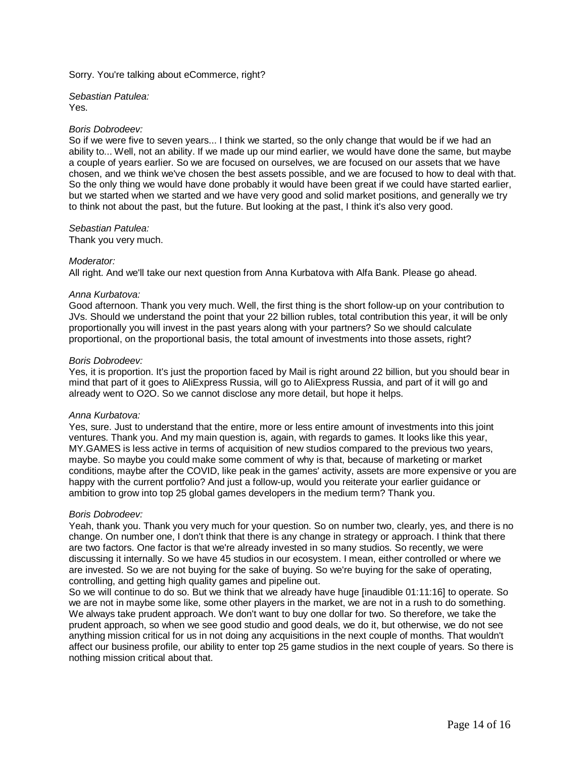Sorry. You're talking about eCommerce, right?

*Sebastian Patulea:*
Yes.

*Boris Dobrodeev:*
So if we were five to seven years... I think we started, so the only change that would be if we had an ability to... Well, not an ability. If we made up our mind earlier, we would have done the same, but maybe a couple of years earlier. So we are focused on ourselves, we are focused on our assets that we have chosen, and we think we've chosen the best assets possible, and we are focused to how to deal with that. So the only thing we would have done probably it would have been great if we could have started earlier, but we started when we started and we have very good and solid market positions, and generally we try to think not about the past, but the future. But looking at the past, I think it's also very good.

*Sebastian Patulea:*
Thank you very much.

*Moderator:*
All right. And we'll take our next question from Anna Kurbatova with Alfa Bank. Please go ahead.

*Anna Kurbatova:*
Good afternoon. Thank you very much. Well, the first thing is the short follow-up on your contribution to JVs. Should we understand the point that your 22 billion rubles, total contribution this year, it will be only proportionally you will invest in the past years along with your partners? So we should calculate proportional, on the proportional basis, the total amount of investments into those assets, right?

*Boris Dobrodeev:*
Yes, it is proportion. It's just the proportion faced by Mail is right around 22 billion, but you should bear in mind that part of it goes to AliExpress Russia, will go to AliExpress Russia, and part of it will go and already went to O2O. So we cannot disclose any more detail, but hope it helps.

*Anna Kurbatova:*
Yes, sure. Just to understand that the entire, more or less entire amount of investments into this joint ventures. Thank you. And my main question is, again, with regards to games. It looks like this year, MY.GAMES is less active in terms of acquisition of new studios compared to the previous two years, maybe. So maybe you could make some comment of why is that, because of marketing or market conditions, maybe after the COVID, like peak in the games' activity, assets are more expensive or you are happy with the current portfolio? And just a follow-up, would you reiterate your earlier guidance or ambition to grow into top 25 global games developers in the medium term? Thank you.

*Boris Dobrodeev:*
Yeah, thank you. Thank you very much for your question. So on number two, clearly, yes, and there is no change. On number one, I don't think that there is any change in strategy or approach. I think that there are two factors. One factor is that we're already invested in so many studios. So recently, we were discussing it internally. So we have 45 studios in our ecosystem. I mean, either controlled or where we are invested. So we are not buying for the sake of buying. So we're buying for the sake of operating, controlling, and getting high quality games and pipeline out.
So we will continue to do so. But we think that we already have huge [inaudible 01:11:16] to operate. So we are not in maybe some like, some other players in the market, we are not in a rush to do something. We always take prudent approach. We don't want to buy one dollar for two. So therefore, we take the prudent approach, so when we see good studio and good deals, we do it, but otherwise, we do not see anything mission critical for us in not doing any acquisitions in the next couple of months. That wouldn't affect our business profile, our ability to enter top 25 game studios in the next couple of years. So there is nothing mission critical about that.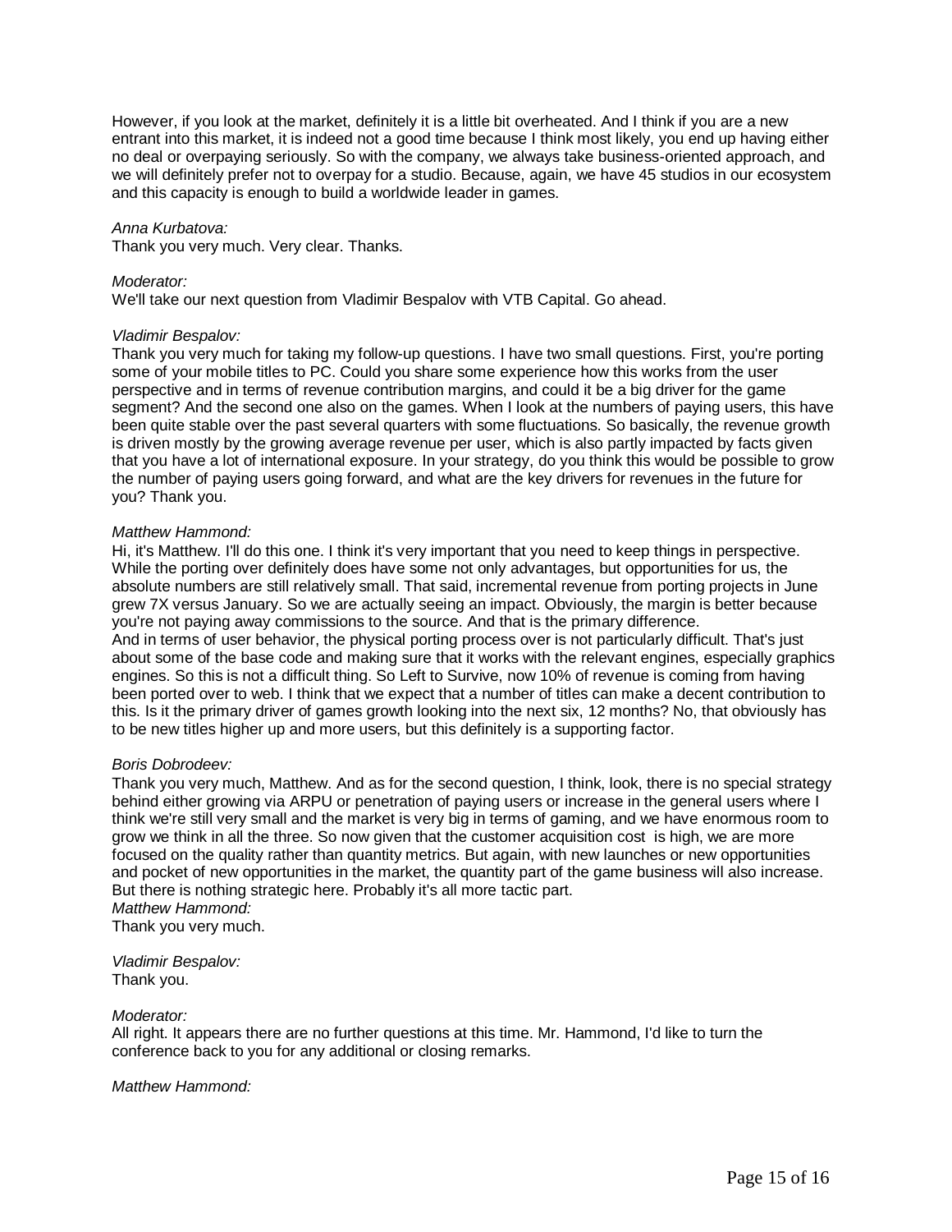However, if you look at the market, definitely it is a little bit overheated. And I think if you are a new entrant into this market, it is indeed not a good time because I think most likely, you end up having either no deal or overpaying seriously. So with the company, we always take business-oriented approach, and we will definitely prefer not to overpay for a studio. Because, again, we have 45 studios in our ecosystem and this capacity is enough to build a worldwide leader in games.

*Anna Kurbatova:*
Thank you very much. Very clear. Thanks.

*Moderator:*
We'll take our next question from Vladimir Bespalov with VTB Capital. Go ahead.

*Vladimir Bespalov:*
Thank you very much for taking my follow-up questions. I have two small questions. First, you're porting some of your mobile titles to PC. Could you share some experience how this works from the user perspective and in terms of revenue contribution margins, and could it be a big driver for the game segment? And the second one also on the games. When I look at the numbers of paying users, this have been quite stable over the past several quarters with some fluctuations. So basically, the revenue growth is driven mostly by the growing average revenue per user, which is also partly impacted by facts given that you have a lot of international exposure. In your strategy, do you think this would be possible to grow the number of paying users going forward, and what are the key drivers for revenues in the future for you? Thank you.

*Matthew Hammond:*
Hi, it's Matthew. I'll do this one. I think it's very important that you need to keep things in perspective. While the porting over definitely does have some not only advantages, but opportunities for us, the absolute numbers are still relatively small. That said, incremental revenue from porting projects in June grew 7X versus January. So we are actually seeing an impact. Obviously, the margin is better because you're not paying away commissions to the source. And that is the primary difference.
And in terms of user behavior, the physical porting process over is not particularly difficult. That's just about some of the base code and making sure that it works with the relevant engines, especially graphics engines. So this is not a difficult thing. So Left to Survive, now 10% of revenue is coming from having been ported over to web. I think that we expect that a number of titles can make a decent contribution to this. Is it the primary driver of games growth looking into the next six, 12 months? No, that obviously has to be new titles higher up and more users, but this definitely is a supporting factor.

*Boris Dobrodeev:*
Thank you very much, Matthew. And as for the second question, I think, look, there is no special strategy behind either growing via ARPU or penetration of paying users or increase in the general users where I think we're still very small and the market is very big in terms of gaming, and we have enormous room to grow we think in all the three. So now given that the customer acquisition cost is high, we are more focused on the quality rather than quantity metrics. But again, with new launches or new opportunities and pocket of new opportunities in the market, the quantity part of the game business will also increase. But there is nothing strategic here. Probably it's all more tactic part.

*Matthew Hammond:*
Thank you very much.

*Vladimir Bespalov:*
Thank you.

*Moderator:*
All right. It appears there are no further questions at this time. Mr. Hammond, I'd like to turn the conference back to you for any additional or closing remarks.

*Matthew Hammond:*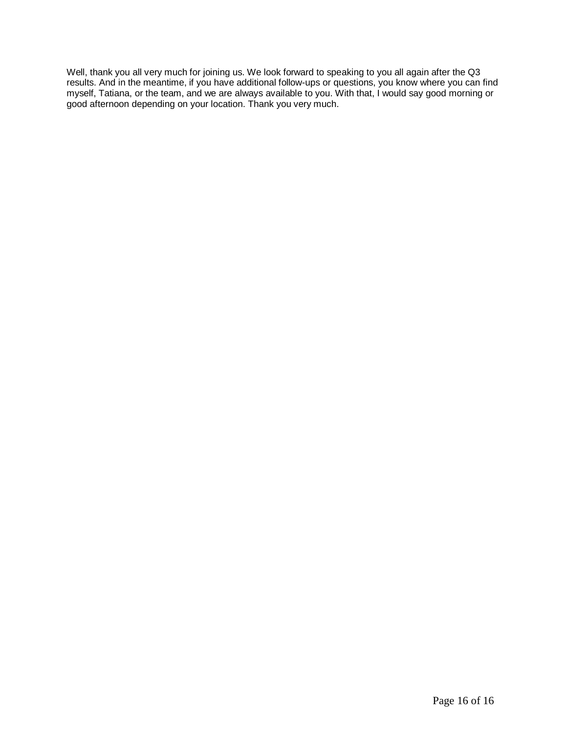Well, thank you all very much for joining us. We look forward to speaking to you all again after the Q3 results. And in the meantime, if you have additional follow-ups or questions, you know where you can find myself, Tatiana, or the team, and we are always available to you. With that, I would say good morning or good afternoon depending on your location. Thank you very much.